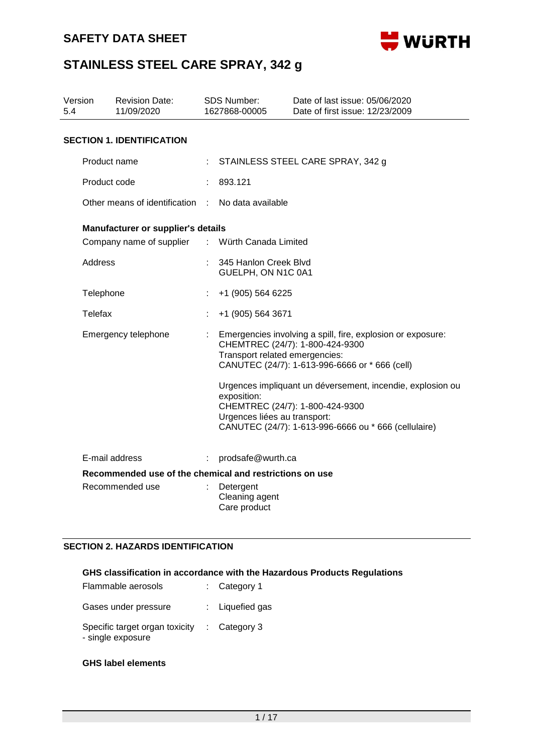# SAFETY DATA SHEET

# STAINLESS STEEL CARE SPRAY, 342 g

| Version | Revision Date: | SDS Number: | Date of last issue: 05/06/2020 |
|---|---|---|---|
| 5.4 | 11/09/2020 | 1627868-00005 | Date of first issue: 12/23/2009 |

## SECTION 1. IDENTIFICATION

Product name : STAINLESS STEEL CARE SPRAY, 342 g

Product code : 893.121

Other means of identification : No data available

**Manufacturer or supplier's details**

Company name of supplier : Würth Canada Limited

Address : 345 Hanlon Creek Blvd
GUELPH, ON N1C 0A1

Telephone : +1 (905) 564 6225

Telefax : +1 (905) 564 3671

Emergency telephone : Emergencies involving a spill, fire, explosion or exposure:
CHEMTREC (24/7): 1-800-424-9300
Transport related emergencies:
CANUTEC (24/7): 1-613-996-6666 or * 666 (cell)

Urgences impliquant un déversement, incendie, explosion ou exposition:
CHEMTREC (24/7): 1-800-424-9300
Urgences liées au transport:
CANUTEC (24/7): 1-613-996-6666 ou * 666 (cellulaire)

E-mail address : prodsafe@wurth.ca

**Recommended use of the chemical and restrictions on use**

Recommended use : Detergent
Cleaning agent
Care product

## SECTION 2. HAZARDS IDENTIFICATION

**GHS classification in accordance with the Hazardous Products Regulations**

Flammable aerosols : Category 1

Gases under pressure : Liquefied gas

Specific target organ toxicity - single exposure : Category 3

**GHS label elements**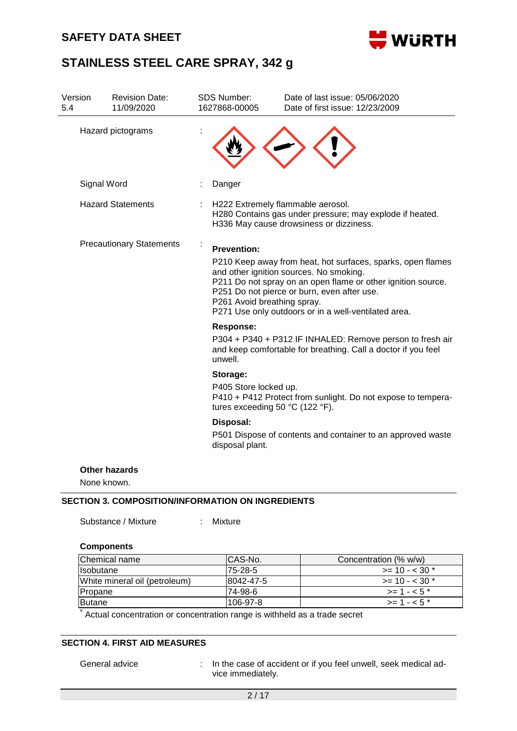| Version | Revision Date: | SDS Number: | Date of last issue: 05/06/2020 |
| --- | --- | --- | --- |
| 5.4 | 11/09/2020 | 1627868-00005 | Date of first issue: 12/23/2009 |

Hazard pictograms :

Signal Word : Danger

Hazard Statements : H222 Extremely flammable aerosol.
H280 Contains gas under pressure; may explode if heated.
H336 May cause drowsiness or dizziness.

Precautionary Statements :

**Prevention:**

P210 Keep away from heat, hot surfaces, sparks, open flames and other ignition sources. No smoking.
P211 Do not spray on an open flame or other ignition source.
P251 Do not pierce or burn, even after use.
P261 Avoid breathing spray.
P271 Use only outdoors or in a well-ventilated area.

**Response:**

P304 + P340 + P312 IF INHALED: Remove person to fresh air and keep comfortable for breathing. Call a doctor if you feel unwell.

**Storage:**

P405 Store locked up.
P410 + P412 Protect from sunlight. Do not expose to temperatures exceeding 50 °C (122 °F).

**Disposal:**

P501 Dispose of contents and container to an approved waste disposal plant.

**Other hazards**

None known.

## SECTION 3. COMPOSITION/INFORMATION ON INGREDIENTS

Substance / Mixture : Mixture

**Components**

| Chemical name | CAS-No. | Concentration (% w/w) |
| --- | --- | --- |
| Isobutane | 75-28-5 | >= 10 - < 30 * |
| White mineral oil (petroleum) | 8042-47-5 | >= 10 - < 30 * |
| Propane | 74-98-6 | >= 1 - < 5 * |
| Butane | 106-97-8 | >= 1 - < 5 * |

* Actual concentration or concentration range is withheld as a trade secret

## SECTION 4. FIRST AID MEASURES

General advice : In the case of accident or if you feel unwell, seek medical advice immediately.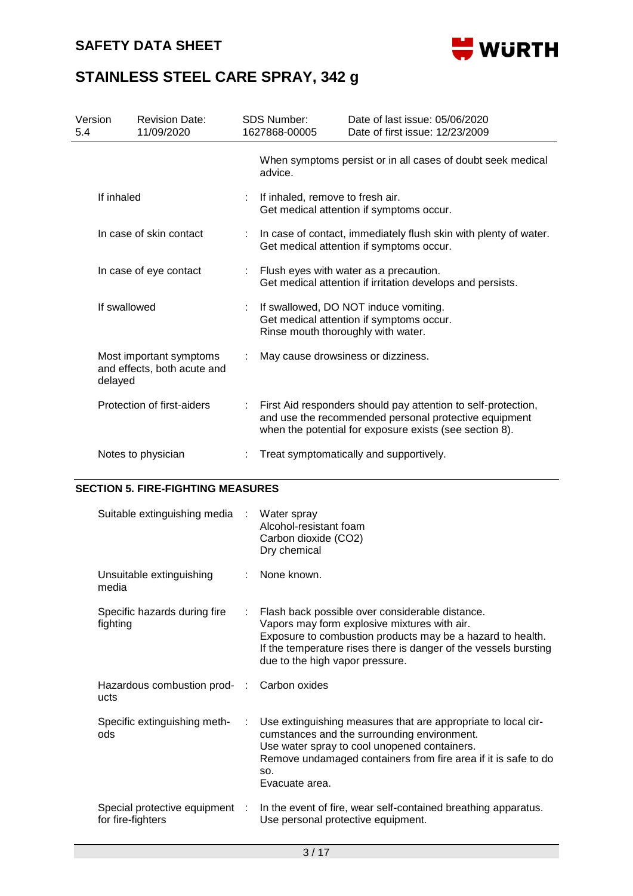| Version | Revision Date: | SDS Number: | Date of last issue: 05/06/2020 |
| --- | --- | --- | --- |
| 5.4 | 11/09/2020 | 1627868-00005 | Date of first issue: 12/23/2009 |

| | | |
| --- | --- | --- |
| | | When symptoms persist or in all cases of doubt seek medical advice. |
| If inhaled | : | If inhaled, remove to fresh air.<br>Get medical attention if symptoms occur. |
| In case of skin contact | : | In case of contact, immediately flush skin with plenty of water.<br>Get medical attention if symptoms occur. |
| In case of eye contact | : | Flush eyes with water as a precaution.<br>Get medical attention if irritation develops and persists. |
| If swallowed | : | If swallowed, DO NOT induce vomiting.<br>Get medical attention if symptoms occur.<br>Rinse mouth thoroughly with water. |
| Most important symptoms and effects, both acute and delayed | : | May cause drowsiness or dizziness. |
| Protection of first-aiders | : | First Aid responders should pay attention to self-protection, and use the recommended personal protective equipment when the potential for exposure exists (see section 8). |
| Notes to physician | : | Treat symptomatically and supportively. |

## SECTION 5. FIRE-FIGHTING MEASURES

| | | |
| --- | --- | --- |
| Suitable extinguishing media | : | Water spray<br>Alcohol-resistant foam<br>Carbon dioxide ($CO_2$)<br>Dry chemical |
| Unsuitable extinguishing media | : | None known. |
| Specific hazards during fire fighting | : | Flash back possible over considerable distance.<br>Vapors may form explosive mixtures with air.<br>Exposure to combustion products may be a hazard to health.<br>If the temperature rises there is danger of the vessels bursting due to the high vapor pressure. |
| Hazardous combustion products | : | Carbon oxides |
| Specific extinguishing methods | : | Use extinguishing measures that are appropriate to local circumstances and the surrounding environment.<br>Use water spray to cool unopened containers.<br>Remove undamaged containers from fire area if it is safe to do so.<br>Evacuate area. |
| Special protective equipment for fire-fighters | : | In the event of fire, wear self-contained breathing apparatus.<br>Use personal protective equipment. |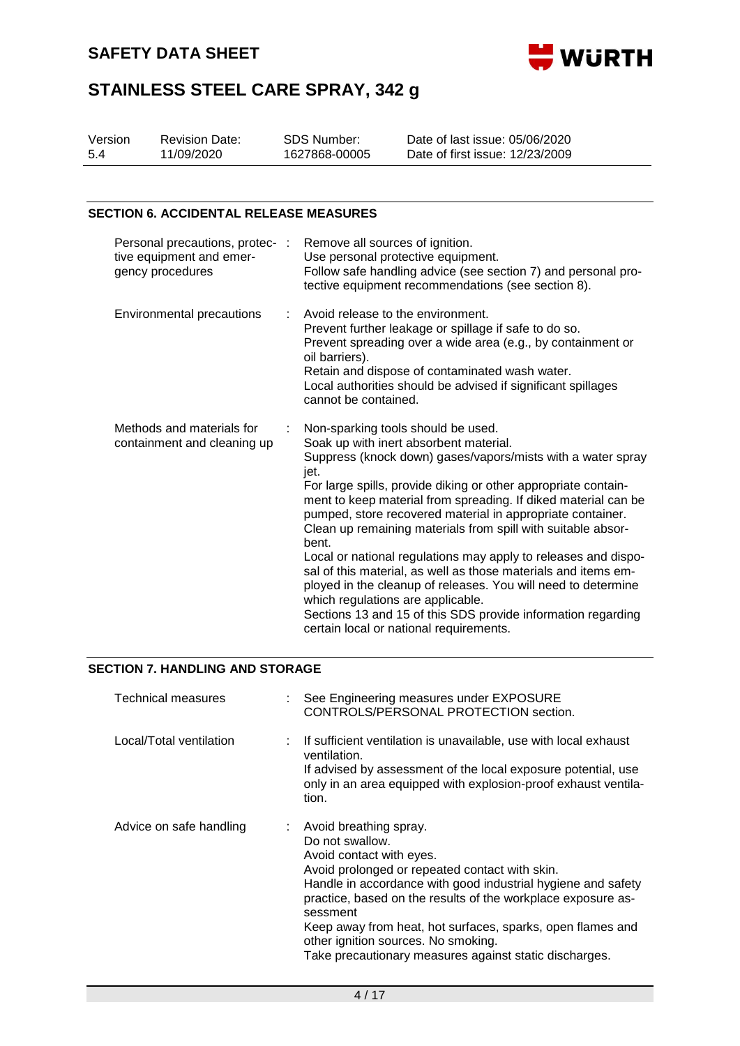## SECTION 6. ACCIDENTAL RELEASE MEASURES

| | |
|---|---|
| Personal precautions, protective equipment and emergency procedures | Remove all sources of ignition.<br>Use personal protective equipment.<br>Follow safe handling advice (see section 7) and personal protective equipment recommendations (see section 8). |
| Environmental precautions | Avoid release to the environment.<br>Prevent further leakage or spillage if safe to do so.<br>Prevent spreading over a wide area (e.g., by containment or oil barriers).<br>Retain and dispose of contaminated wash water.<br>Local authorities should be advised if significant spillages cannot be contained. |
| Methods and materials for containment and cleaning up | Non-sparking tools should be used.<br>Soak up with inert absorbent material.<br>Suppress (knock down) gases/vapors/mists with a water spray jet.<br>For large spills, provide diking or other appropriate containment to keep material from spreading. If diked material can be pumped, store recovered material in appropriate container.<br>Clean up remaining materials from spill with suitable absorbent.<br>Local or national regulations may apply to releases and disposal of this material, as well as those materials and items employed in the cleanup of releases. You will need to determine which regulations are applicable.<br>Sections 13 and 15 of this SDS provide information regarding certain local or national requirements. |

## SECTION 7. HANDLING AND STORAGE

| | |
|---|---|
| Technical measures | See Engineering measures under EXPOSURE CONTROLS/PERSONAL PROTECTION section. |
| Local/Total ventilation | If sufficient ventilation is unavailable, use with local exhaust ventilation.<br>If advised by assessment of the local exposure potential, use only in an area equipped with explosion-proof exhaust ventilation. |
| Advice on safe handling | Avoid breathing spray.<br>Do not swallow.<br>Avoid contact with eyes.<br>Avoid prolonged or repeated contact with skin.<br>Handle in accordance with good industrial hygiene and safety practice, based on the results of the workplace exposure assessment<br>Keep away from heat, hot surfaces, sparks, open flames and other ignition sources. No smoking.<br>Take precautionary measures against static discharges. |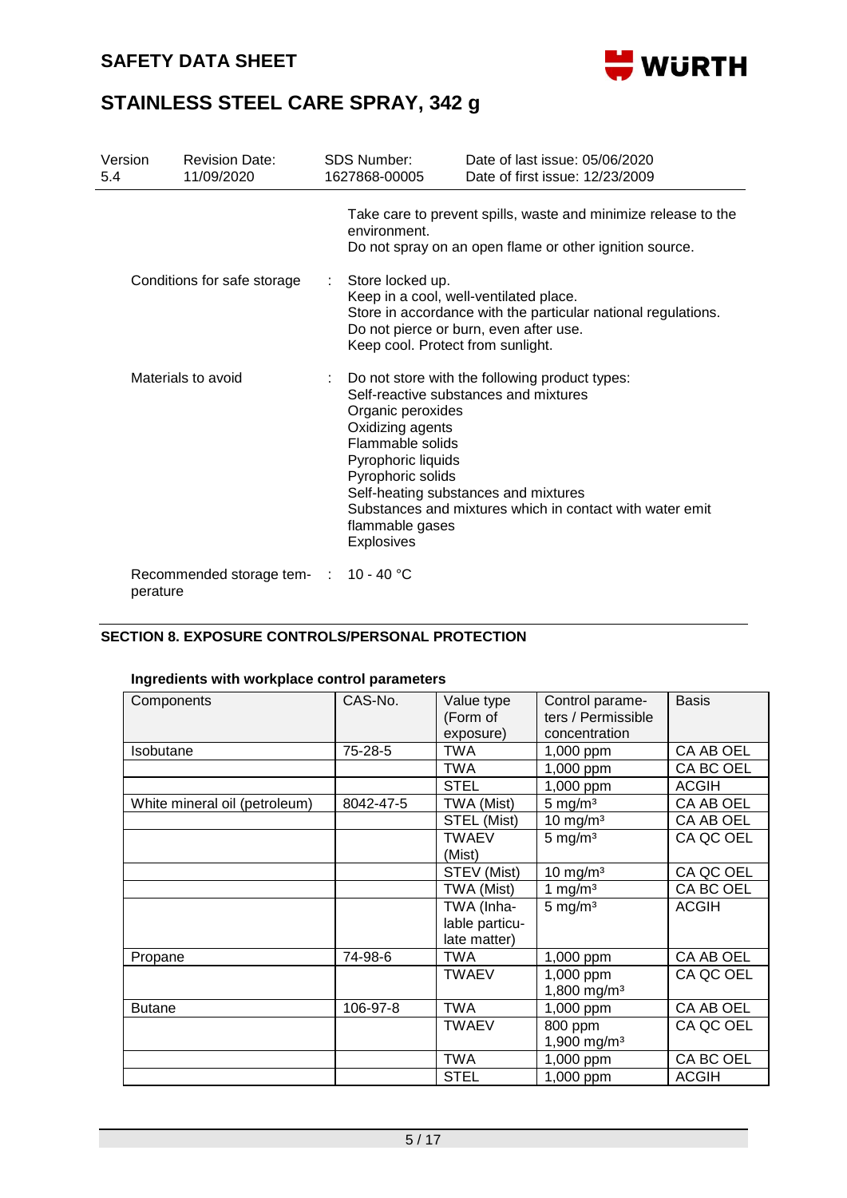| | | | |
|---|---|---|---|
| Version 5.4 | Revision Date: 11/09/2020 | SDS Number: 1627868-00005 | Date of last issue: 05/06/2020<br>Date of first issue: 12/23/2009 |

Take care to prevent spills, waste and minimize release to the environment.
Do not spray on an open flame or other ignition source.

Conditions for safe storage : Store locked up.
Keep in a cool, well-ventilated place.
Store in accordance with the particular national regulations.
Do not pierce or burn, even after use.
Keep cool. Protect from sunlight.

Materials to avoid : Do not store with the following product types:
Self-reactive substances and mixtures
Organic peroxides
Oxidizing agents
Flammable solids
Pyrophoric liquids
Pyrophoric solids
Self-heating substances and mixtures
Substances and mixtures which in contact with water emit flammable gases
Explosives

Recommended storage temperature : 10 - 40 °C

## SECTION 8. EXPOSURE CONTROLS/PERSONAL PROTECTION

**Ingredients with workplace control parameters**

| Components | CAS-No. | Value type (Form of exposure) | Control parameters / Permissible concentration | Basis |
|---|---|---|---|---|
| Isobutane | 75-28-5 | TWA | 1,000 ppm | CA AB OEL |
| | | TWA | 1,000 ppm | CA BC OEL |
| | | STEL | 1,000 ppm | ACGIH |
| White mineral oil (petroleum) | 8042-47-5 | TWA (Mist) | 5 mg/m³ | CA AB OEL |
| | | STEL (Mist) | 10 mg/m³ | CA AB OEL |
| | | TWAEV (Mist) | 5 mg/m³ | CA QC OEL |
| | | STEV (Mist) | 10 mg/m³ | CA QC OEL |
| | | TWA (Mist) | 1 mg/m³ | CA BC OEL |
| | | TWA (Inhalable particulate matter) | 5 mg/m³ | ACGIH |
| Propane | 74-98-6 | TWA | 1,000 ppm | CA AB OEL |
| | | TWAEV | 1,000 ppm<br>1,800 mg/m³ | CA QC OEL |
| Butane | 106-97-8 | TWA | 1,000 ppm | CA AB OEL |
| | | TWAEV | 800 ppm<br>1,900 mg/m³ | CA QC OEL |
| | | TWA | 1,000 ppm | CA BC OEL |
| | | STEL | 1,000 ppm | ACGIH |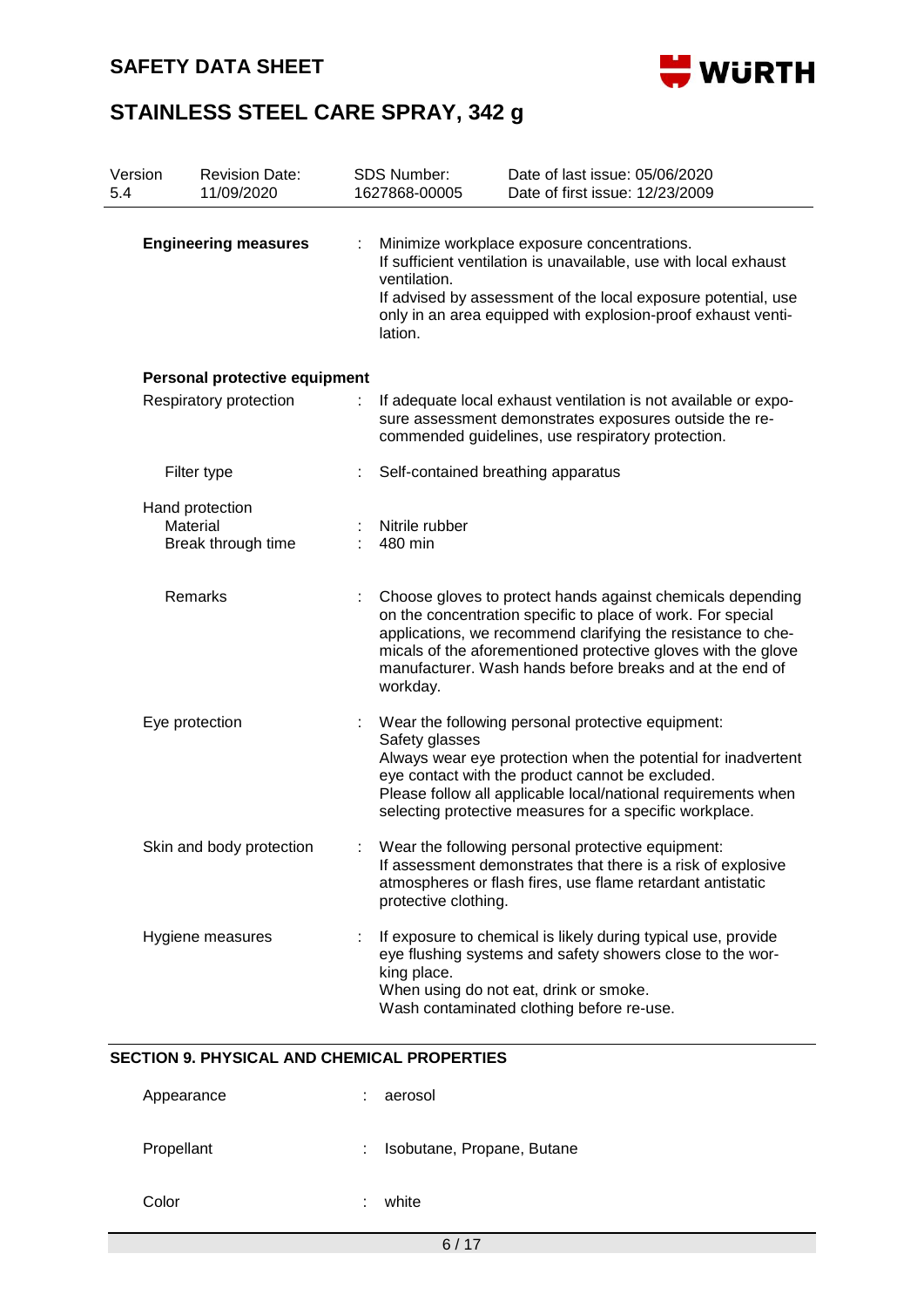**Engineering measures** : Minimize workplace exposure concentrations.
If sufficient ventilation is unavailable, use with local exhaust ventilation.
If advised by assessment of the local exposure potential, use only in an area equipped with explosion-proof exhaust ventilation.

**Personal protective equipment**

Respiratory protection : If adequate local exhaust ventilation is not available or exposure assessment demonstrates exposures outside the recommended guidelines, use respiratory protection.

Filter type : Self-contained breathing apparatus

Hand protection
Material : Nitrile rubber
Break through time : 480 min

Remarks : Choose gloves to protect hands against chemicals depending on the concentration specific to place of work. For special applications, we recommend clarifying the resistance to chemicals of the aforementioned protective gloves with the glove manufacturer. Wash hands before breaks and at the end of workday.

Eye protection : Wear the following personal protective equipment:
Safety glasses
Always wear eye protection when the potential for inadvertent eye contact with the product cannot be excluded.
Please follow all applicable local/national requirements when selecting protective measures for a specific workplace.

Skin and body protection : Wear the following personal protective equipment:
If assessment demonstrates that there is a risk of explosive atmospheres or flash fires, use flame retardant antistatic protective clothing.

Hygiene measures : If exposure to chemical is likely during typical use, provide eye flushing systems and safety showers close to the working place.
When using do not eat, drink or smoke.
Wash contaminated clothing before re-use.

## SECTION 9. PHYSICAL AND CHEMICAL PROPERTIES

Appearance : aerosol

Propellant : Isobutane, Propane, Butane

Color : white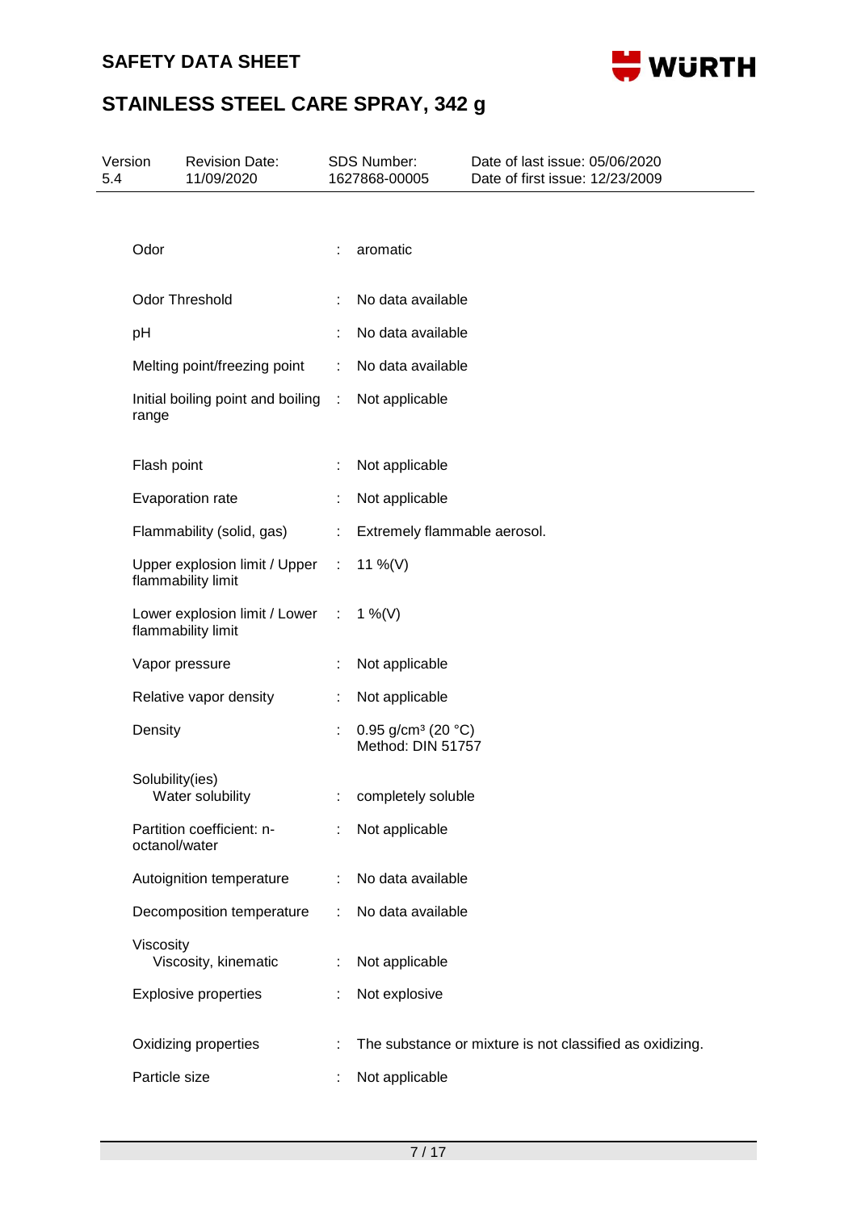| Property | | Value |
|---|---|---|
| Odor | : | aromatic |
| Odor Threshold | : | No data available |
| pH | : | No data available |
| Melting point/freezing point | : | No data available |
| Initial boiling point and boiling range | : | Not applicable |
| Flash point | : | Not applicable |
| Evaporation rate | : | Not applicable |
| Flammability (solid, gas) | : | Extremely flammable aerosol. |
| Upper explosion limit / Upper flammability limit | : | 11 %(V) |
| Lower explosion limit / Lower flammability limit | : | 1 %(V) |
| Vapor pressure | : | Not applicable |
| Relative vapor density | : | Not applicable |
| Density | : | 0.95 g/cm³ (20 °C)<br>Method: DIN 51757 |
| Solubility(ies)<br>Water solubility | : | completely soluble |
| Partition coefficient: n-octanol/water | : | Not applicable |
| Autoignition temperature | : | No data available |
| Decomposition temperature | : | No data available |
| Viscosity<br>Viscosity, kinematic | : | Not applicable |
| Explosive properties | : | Not explosive |
| Oxidizing properties | : | The substance or mixture is not classified as oxidizing. |
| Particle size | : | Not applicable |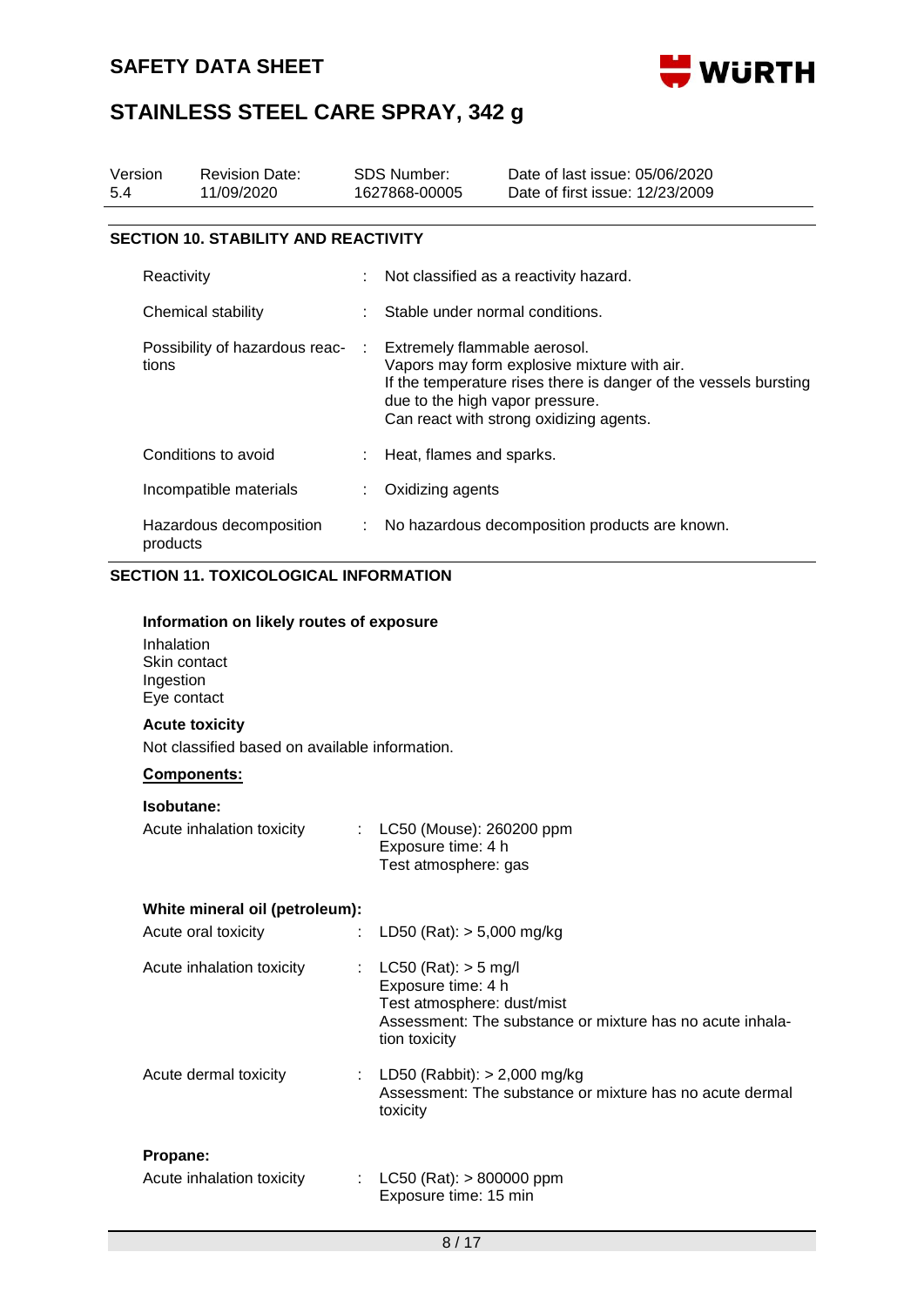## SECTION 10. STABILITY AND REACTIVITY

| | |
|---|---|
| Reactivity | : Not classified as a reactivity hazard. |
| Chemical stability | : Stable under normal conditions. |
| Possibility of hazardous reactions | : Extremely flammable aerosol. Vapors may form explosive mixture with air. If the temperature rises there is danger of the vessels bursting due to the high vapor pressure. Can react with strong oxidizing agents. |
| Conditions to avoid | : Heat, flames and sparks. |
| Incompatible materials | : Oxidizing agents |
| Hazardous decomposition products | : No hazardous decomposition products are known. |

## SECTION 11. TOXICOLOGICAL INFORMATION

**Information on likely routes of exposure**

Inhalation
Skin contact
Ingestion
Eye contact

**Acute toxicity**

Not classified based on available information.

**Components:**

**Isobutane:**

| | |
|---|---|
| Acute inhalation toxicity | : LC50 (Mouse): 260200 ppm<br>Exposure time: 4 h<br>Test atmosphere: gas |

**White mineral oil (petroleum):**

| | |
|---|---|
| Acute oral toxicity | : LD50 (Rat): > 5,000 mg/kg |
| Acute inhalation toxicity | : LC50 (Rat): > 5 mg/l<br>Exposure time: 4 h<br>Test atmosphere: dust/mist<br>Assessment: The substance or mixture has no acute inhalation toxicity |
| Acute dermal toxicity | : LD50 (Rabbit): > 2,000 mg/kg<br>Assessment: The substance or mixture has no acute dermal toxicity |

**Propane:**

| | |
|---|---|
| Acute inhalation toxicity | : LC50 (Rat): > 800000 ppm<br>Exposure time: 15 min |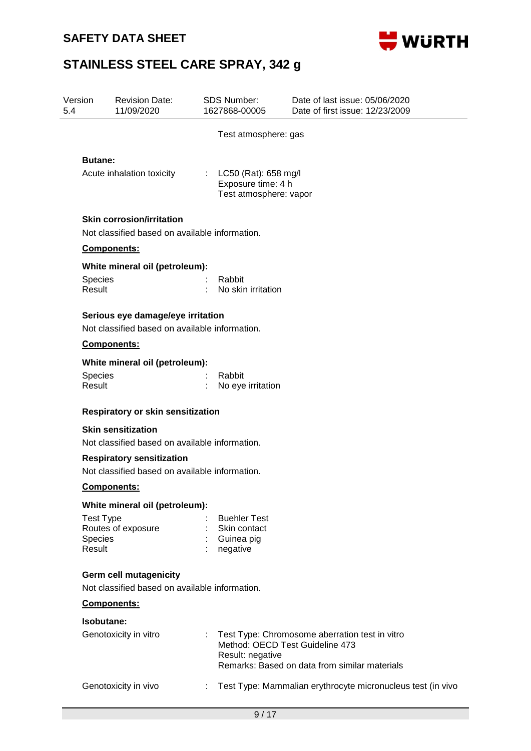Test atmosphere: gas

**Butane:**

| | | |
|---|---|---|
| Acute inhalation toxicity | : | LC50 (Rat): 658 mg/l<br>Exposure time: 4 h<br>Test atmosphere: vapor |

**Skin corrosion/irritation**

Not classified based on available information.

**Components:**

**White mineral oil (petroleum):**

| | | |
|---|---|---|
| Species | : | Rabbit |
| Result | : | No skin irritation |

**Serious eye damage/eye irritation**

Not classified based on available information.

**Components:**

**White mineral oil (petroleum):**

| | | |
|---|---|---|
| Species | : | Rabbit |
| Result | : | No eye irritation |

**Respiratory or skin sensitization**

**Skin sensitization**

Not classified based on available information.

**Respiratory sensitization**

Not classified based on available information.

**Components:**

**White mineral oil (petroleum):**

| | | |
|---|---|---|
| Test Type | : | Buehler Test |
| Routes of exposure | : | Skin contact |
| Species | : | Guinea pig |
| Result | : | negative |

**Germ cell mutagenicity**

Not classified based on available information.

**Components:**

**Isobutane:**

| | | |
|---|---|---|
| Genotoxicity in vitro | : | Test Type: Chromosome aberration test in vitro<br>Method: OECD Test Guideline 473<br>Result: negative<br>Remarks: Based on data from similar materials |
| Genotoxicity in vivo | : | Test Type: Mammalian erythrocyte micronucleus test (in vivo |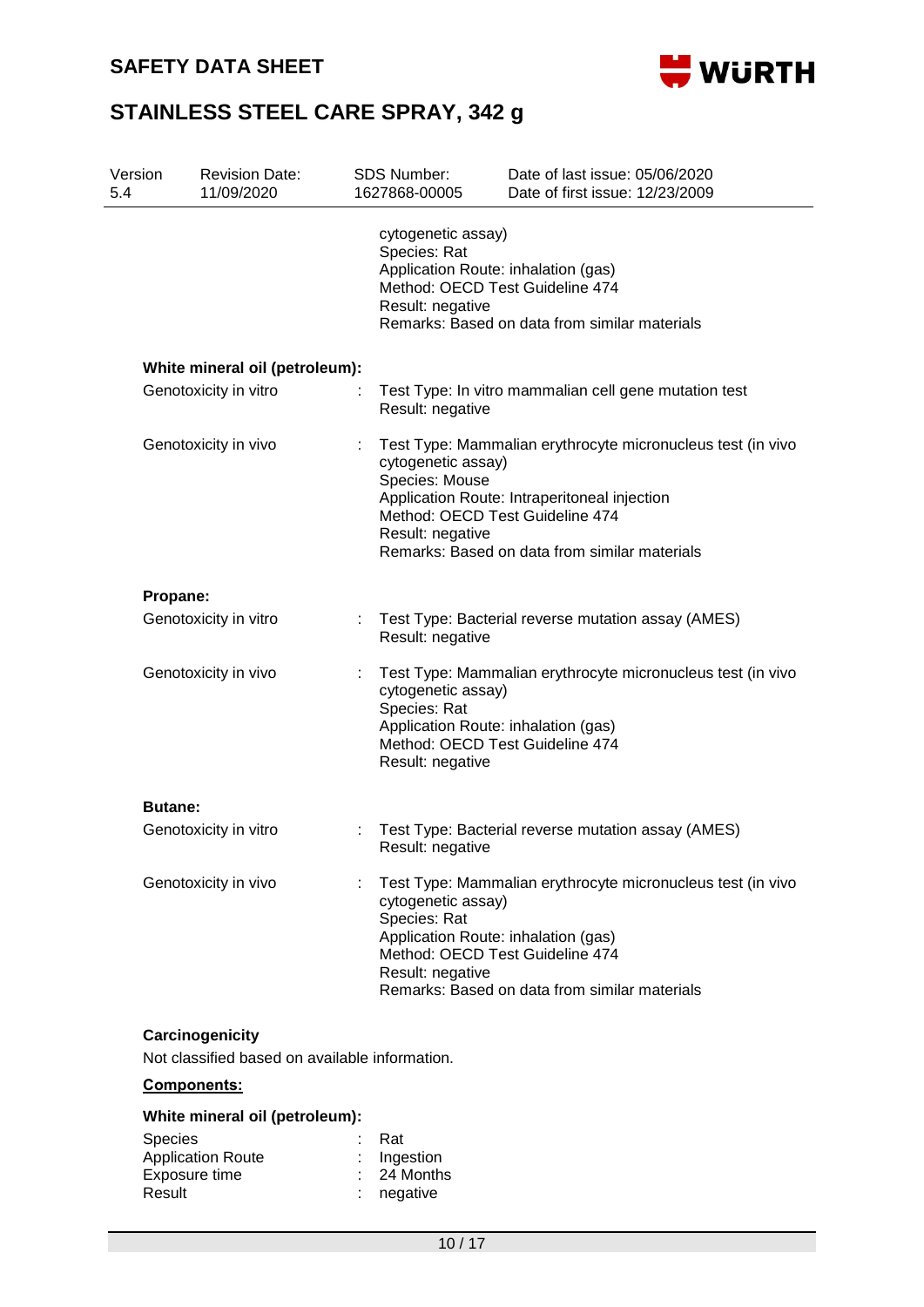cytogenetic assay)
Species: Rat
Application Route: inhalation (gas)
Method: OECD Test Guideline 474
Result: negative
Remarks: Based on data from similar materials

**White mineral oil (petroleum):**

Genotoxicity in vitro : Test Type: In vitro mammalian cell gene mutation test
Result: negative

Genotoxicity in vivo : Test Type: Mammalian erythrocyte micronucleus test (in vivo cytogenetic assay)
Species: Mouse
Application Route: Intraperitoneal injection
Method: OECD Test Guideline 474
Result: negative
Remarks: Based on data from similar materials

**Propane:**

Genotoxicity in vitro : Test Type: Bacterial reverse mutation assay (AMES)
Result: negative

Genotoxicity in vivo : Test Type: Mammalian erythrocyte micronucleus test (in vivo cytogenetic assay)
Species: Rat
Application Route: inhalation (gas)
Method: OECD Test Guideline 474
Result: negative

**Butane:**

Genotoxicity in vitro : Test Type: Bacterial reverse mutation assay (AMES)
Result: negative

Genotoxicity in vivo : Test Type: Mammalian erythrocyte micronucleus test (in vivo cytogenetic assay)
Species: Rat
Application Route: inhalation (gas)
Method: OECD Test Guideline 474
Result: negative
Remarks: Based on data from similar materials

**Carcinogenicity**

Not classified based on available information.

**Components:**

**White mineral oil (petroleum):**

Species : Rat
Application Route : Ingestion
Exposure time : 24 Months
Result : negative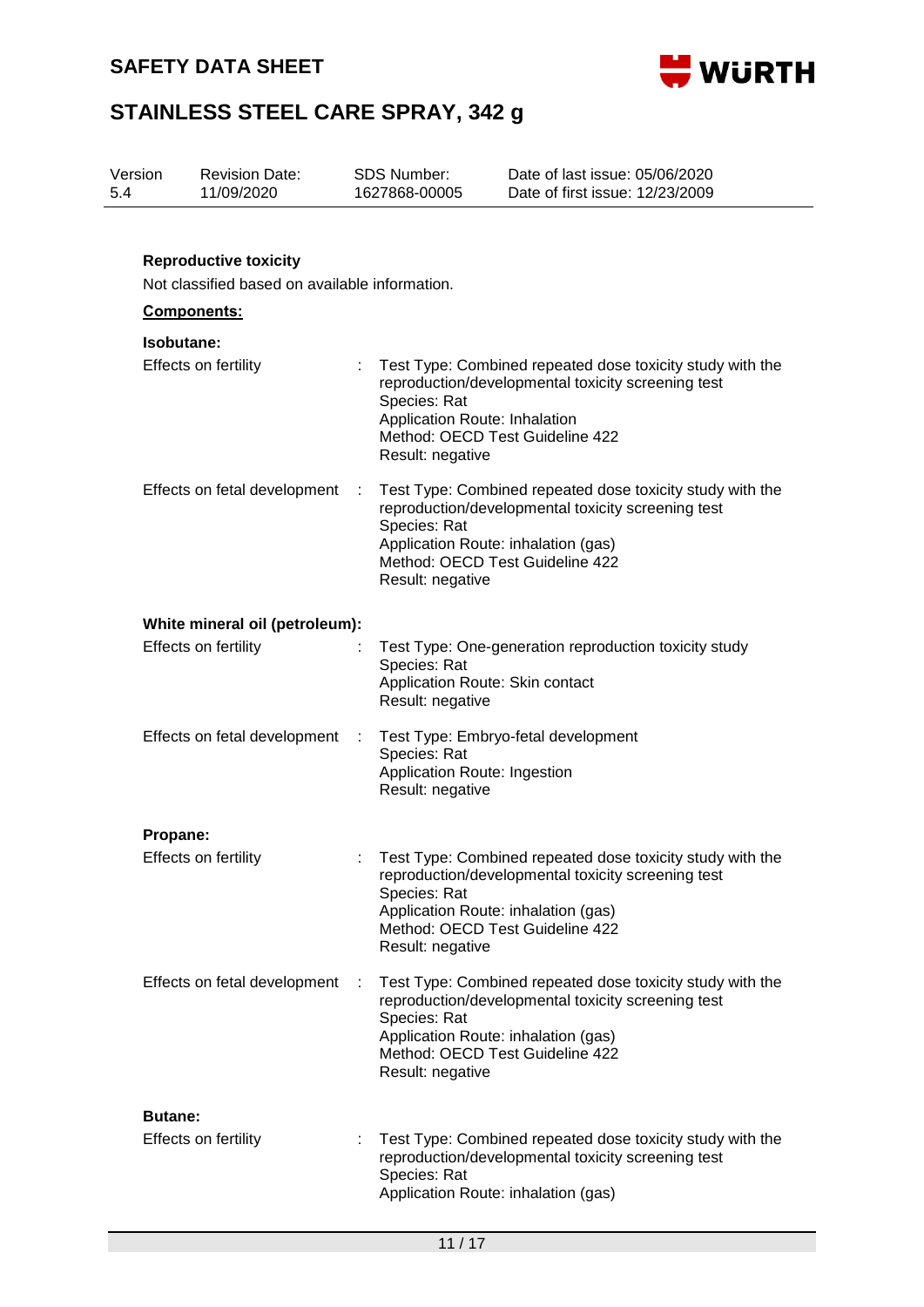**Reproductive toxicity**

Not classified based on available information.

**Components:**

**Isobutane:**

Effects on fertility : Test Type: Combined repeated dose toxicity study with the reproduction/developmental toxicity screening test
Species: Rat
Application Route: Inhalation
Method: OECD Test Guideline 422
Result: negative

Effects on fetal development : Test Type: Combined repeated dose toxicity study with the reproduction/developmental toxicity screening test
Species: Rat
Application Route: inhalation (gas)
Method: OECD Test Guideline 422
Result: negative

**White mineral oil (petroleum):**

Effects on fertility : Test Type: One-generation reproduction toxicity study
Species: Rat
Application Route: Skin contact
Result: negative

Effects on fetal development : Test Type: Embryo-fetal development
Species: Rat
Application Route: Ingestion
Result: negative

**Propane:**

Effects on fertility : Test Type: Combined repeated dose toxicity study with the reproduction/developmental toxicity screening test
Species: Rat
Application Route: inhalation (gas)
Method: OECD Test Guideline 422
Result: negative

Effects on fetal development : Test Type: Combined repeated dose toxicity study with the reproduction/developmental toxicity screening test
Species: Rat
Application Route: inhalation (gas)
Method: OECD Test Guideline 422
Result: negative

**Butane:**

Effects on fertility : Test Type: Combined repeated dose toxicity study with the reproduction/developmental toxicity screening test
Species: Rat
Application Route: inhalation (gas)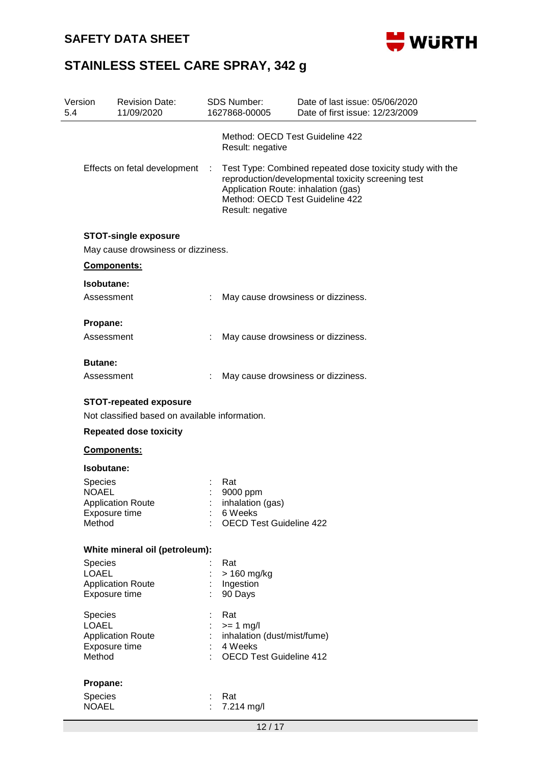Method: OECD Test Guideline 422
Result: negative

Effects on fetal development : Test Type: Combined repeated dose toxicity study with the reproduction/developmental toxicity screening test
Application Route: inhalation (gas)
Method: OECD Test Guideline 422
Result: negative

**STOT-single exposure**

May cause drowsiness or dizziness.

**Components:**

**Isobutane:**

Assessment : May cause drowsiness or dizziness.

**Propane:**

Assessment : May cause drowsiness or dizziness.

**Butane:**

Assessment : May cause drowsiness or dizziness.

**STOT-repeated exposure**

Not classified based on available information.

**Repeated dose toxicity**

**Components:**

**Isobutane:**

Species : Rat
NOAEL : 9000 ppm
Application Route : inhalation (gas)
Exposure time : 6 Weeks
Method : OECD Test Guideline 422

**White mineral oil (petroleum):**

Species : Rat
LOAEL : > 160 mg/kg
Application Route : Ingestion
Exposure time : 90 Days

Species : Rat
LOAEL : >= 1 mg/l
Application Route : inhalation (dust/mist/fume)
Exposure time : 4 Weeks
Method : OECD Test Guideline 412

**Propane:**

Species : Rat
NOAEL : 7.214 mg/l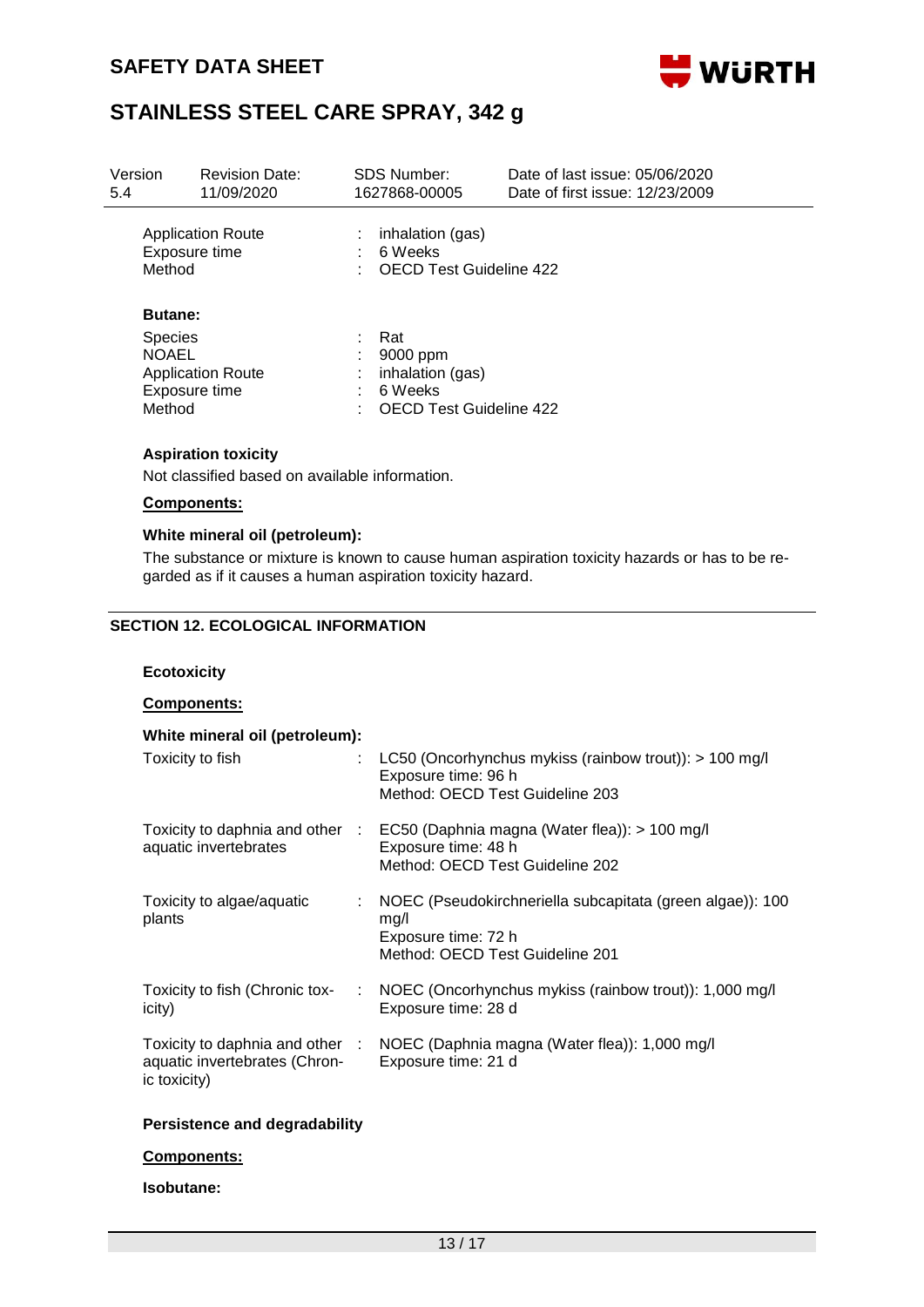| | | |
|---|---|---|
| Application Route | : | inhalation (gas) |
| Exposure time | : | 6 Weeks |
| Method | : | OECD Test Guideline 422 |

**Butane:**

| | | |
|---|---|---|
| Species | : | Rat |
| NOAEL | : | 9000 ppm |
| Application Route | : | inhalation (gas) |
| Exposure time | : | 6 Weeks |
| Method | : | OECD Test Guideline 422 |

**Aspiration toxicity**

Not classified based on available information.

**Components:**

**White mineral oil (petroleum):**

The substance or mixture is known to cause human aspiration toxicity hazards or has to be regarded as if it causes a human aspiration toxicity hazard.

## SECTION 12. ECOLOGICAL INFORMATION

**Ecotoxicity**

**Components:**

**White mineral oil (petroleum):**

| | | |
|---|---|---|
| Toxicity to fish | : | LC50 (Oncorhynchus mykiss (rainbow trout)): > 100 mg/l<br>Exposure time: 96 h<br>Method: OECD Test Guideline 203 |
| Toxicity to daphnia and other aquatic invertebrates | : | EC50 (Daphnia magna (Water flea)): > 100 mg/l<br>Exposure time: 48 h<br>Method: OECD Test Guideline 202 |
| Toxicity to algae/aquatic plants | : | NOEC (Pseudokirchneriella subcapitata (green algae)): 100 mg/l<br>Exposure time: 72 h<br>Method: OECD Test Guideline 201 |
| Toxicity to fish (Chronic toxicity) | : | NOEC (Oncorhynchus mykiss (rainbow trout)): 1,000 mg/l<br>Exposure time: 28 d |
| Toxicity to daphnia and other aquatic invertebrates (Chronic toxicity) | : | NOEC (Daphnia magna (Water flea)): 1,000 mg/l<br>Exposure time: 21 d |

**Persistence and degradability**

**Components:**

**Isobutane:**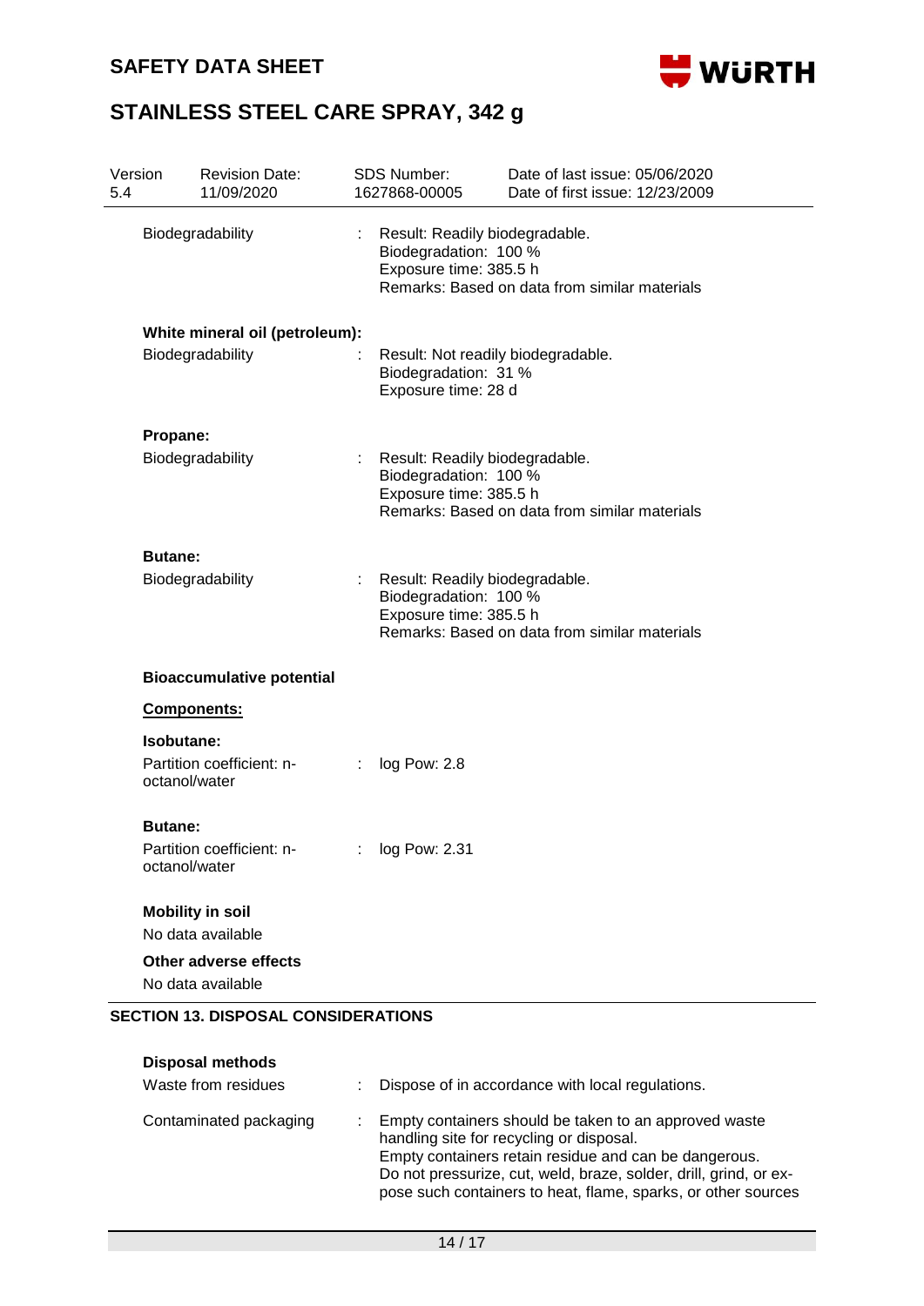| | | |
|---|---|---|
| Biodegradability | : | Result: Readily biodegradable.<br>Biodegradation: 100 %<br>Exposure time: 385.5 h<br>Remarks: Based on data from similar materials |

**White mineral oil (petroleum):**

| | | |
|---|---|---|
| Biodegradability | : | Result: Not readily biodegradable.<br>Biodegradation: 31 %<br>Exposure time: 28 d |

**Propane:**

| | | |
|---|---|---|
| Biodegradability | : | Result: Readily biodegradable.<br>Biodegradation: 100 %<br>Exposure time: 385.5 h<br>Remarks: Based on data from similar materials |

**Butane:**

| | | |
|---|---|---|
| Biodegradability | : | Result: Readily biodegradable.<br>Biodegradation: 100 %<br>Exposure time: 385.5 h<br>Remarks: Based on data from similar materials |

**Bioaccumulative potential**

**Components:**

**Isobutane:**

| | | |
|---|---|---|
| Partition coefficient: n-octanol/water | : | log Pow: 2.8 |

**Butane:**

| | | |
|---|---|---|
| Partition coefficient: n-octanol/water | : | log Pow: 2.31 |

**Mobility in soil**

No data available

**Other adverse effects**

No data available

## SECTION 13. DISPOSAL CONSIDERATIONS

**Disposal methods**

| | | |
|---|---|---|
| Waste from residues | : | Dispose of in accordance with local regulations. |
| Contaminated packaging | : | Empty containers should be taken to an approved waste handling site for recycling or disposal.<br>Empty containers retain residue and can be dangerous.<br>Do not pressurize, cut, weld, braze, solder, drill, grind, or expose such containers to heat, flame, sparks, or other sources |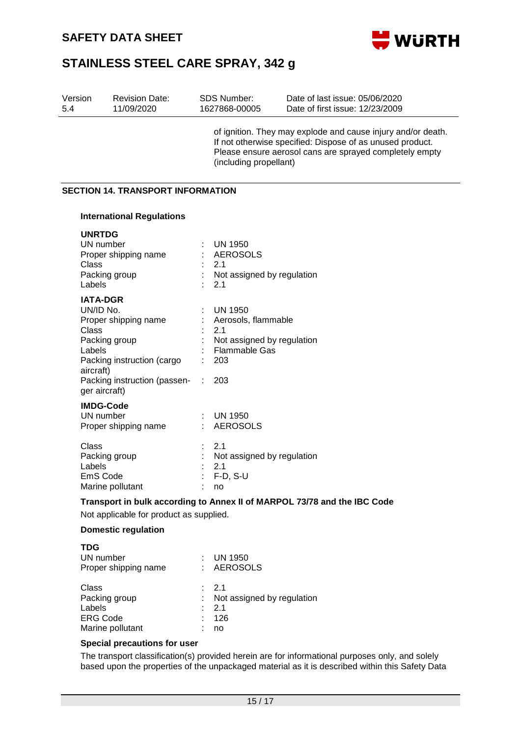of ignition. They may explode and cause injury and/or death.
If not otherwise specified: Dispose of as unused product.
Please ensure aerosol cans are sprayed completely empty (including propellant)

## SECTION 14. TRANSPORT INFORMATION

### International Regulations

**UNRTDG**

| | | |
|---|---|---|
| UN number | : | UN 1950 |
| Proper shipping name | : | AEROSOLS |
| Class | : | 2.1 |
| Packing group | : | Not assigned by regulation |
| Labels | : | 2.1 |

**IATA-DGR**

| | | |
|---|---|---|
| UN/ID No. | : | UN 1950 |
| Proper shipping name | : | Aerosols, flammable |
| Class | : | 2.1 |
| Packing group | : | Not assigned by regulation |
| Labels | : | Flammable Gas |
| Packing instruction (cargo aircraft) | : | 203 |
| Packing instruction (passenger aircraft) | : | 203 |

**IMDG-Code**

| | | |
|---|---|---|
| UN number | : | UN 1950 |
| Proper shipping name | : | AEROSOLS |
| Class | : | 2.1 |
| Packing group | : | Not assigned by regulation |
| Labels | : | 2.1 |
| EmS Code | : | F-D, S-U |
| Marine pollutant | : | no |

**Transport in bulk according to Annex II of MARPOL 73/78 and the IBC Code**

Not applicable for product as supplied.

### Domestic regulation

**TDG**

| | | |
|---|---|---|
| UN number | : | UN 1950 |
| Proper shipping name | : | AEROSOLS |
| Class | : | 2.1 |
| Packing group | : | Not assigned by regulation |
| Labels | : | 2.1 |
| ERG Code | : | 126 |
| Marine pollutant | : | no |

**Special precautions for user**

The transport classification(s) provided herein are for informational purposes only, and solely based upon the properties of the unpackaged material as it is described within this Safety Data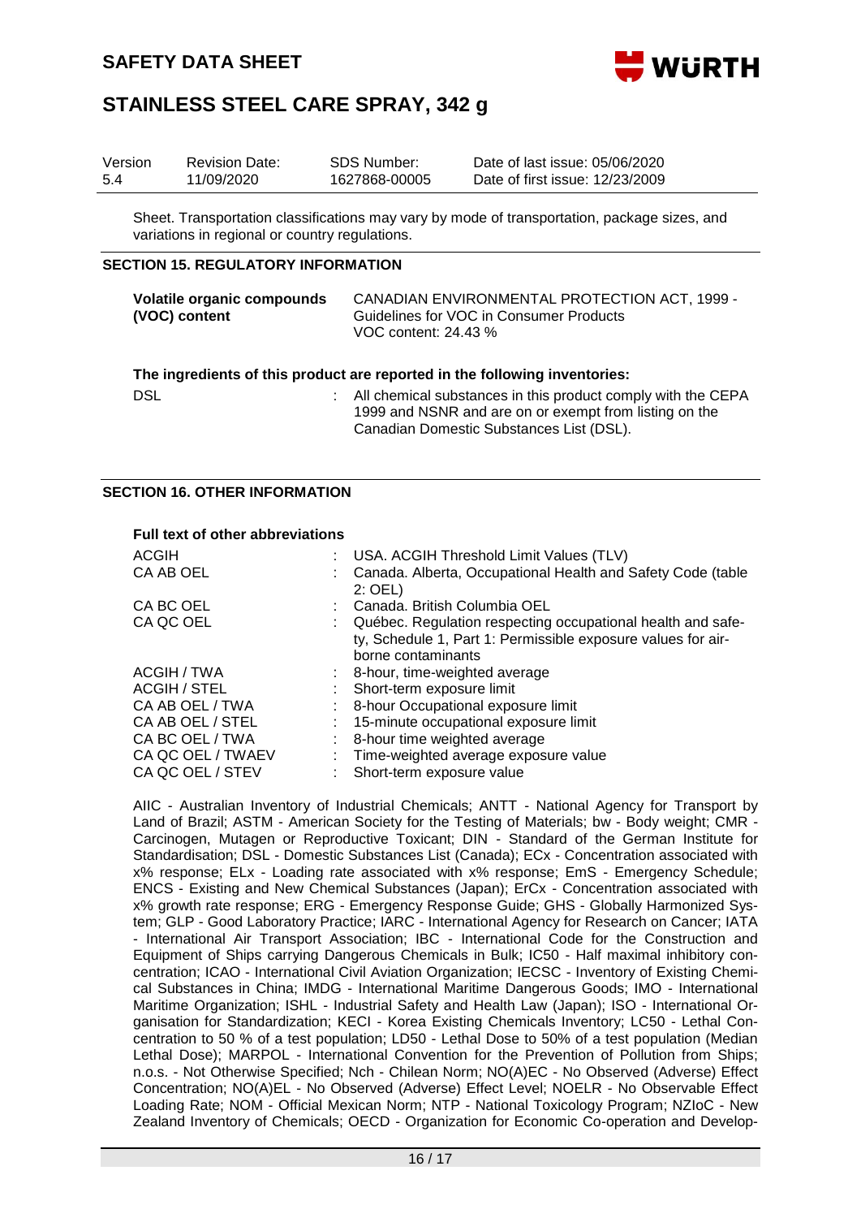Sheet. Transportation classifications may vary by mode of transportation, package sizes, and variations in regional or country regulations.

## SECTION 15. REGULATORY INFORMATION

**Volatile organic compounds (VOC) content** CANADIAN ENVIRONMENTAL PROTECTION ACT, 1999 - Guidelines for VOC in Consumer Products
VOC content: 24.43 %

**The ingredients of this product are reported in the following inventories:**

DSL : All chemical substances in this product comply with the CEPA 1999 and NSNR and are on or exempt from listing on the Canadian Domestic Substances List (DSL).

## SECTION 16. OTHER INFORMATION

**Full text of other abbreviations**

| | |
|---|---|
| ACGIH | : USA. ACGIH Threshold Limit Values (TLV) |
| CA AB OEL | : Canada. Alberta, Occupational Health and Safety Code (table 2: OEL) |
| CA BC OEL | : Canada. British Columbia OEL |
| CA QC OEL | : Québec. Regulation respecting occupational health and safety, Schedule 1, Part 1: Permissible exposure values for airborne contaminants |
| ACGIH / TWA | : 8-hour, time-weighted average |
| ACGIH / STEL | : Short-term exposure limit |
| CA AB OEL / TWA | : 8-hour Occupational exposure limit |
| CA AB OEL / STEL | : 15-minute occupational exposure limit |
| CA BC OEL / TWA | : 8-hour time weighted average |
| CA QC OEL / TWAEV | : Time-weighted average exposure value |
| CA QC OEL / STEV | : Short-term exposure value |

AIIC - Australian Inventory of Industrial Chemicals; ANTT - National Agency for Transport by Land of Brazil; ASTM - American Society for the Testing of Materials; bw - Body weight; CMR - Carcinogen, Mutagen or Reproductive Toxicant; DIN - Standard of the German Institute for Standardisation; DSL - Domestic Substances List (Canada); ECx - Concentration associated with x% response; ELx - Loading rate associated with x% response; EmS - Emergency Schedule; ENCS - Existing and New Chemical Substances (Japan); ErCx - Concentration associated with x% growth rate response; ERG - Emergency Response Guide; GHS - Globally Harmonized System; GLP - Good Laboratory Practice; IARC - International Agency for Research on Cancer; IATA - International Air Transport Association; IBC - International Code for the Construction and Equipment of Ships carrying Dangerous Chemicals in Bulk; IC50 - Half maximal inhibitory concentration; ICAO - International Civil Aviation Organization; IECSC - Inventory of Existing Chemical Substances in China; IMDG - International Maritime Dangerous Goods; IMO - International Maritime Organization; ISHL - Industrial Safety and Health Law (Japan); ISO - International Organisation for Standardization; KECI - Korea Existing Chemicals Inventory; LC50 - Lethal Concentration to 50 % of a test population; LD50 - Lethal Dose to 50% of a test population (Median Lethal Dose); MARPOL - International Convention for the Prevention of Pollution from Ships; n.o.s. - Not Otherwise Specified; Nch - Chilean Norm; NO(A)EC - No Observed (Adverse) Effect Concentration; NO(A)EL - No Observed (Adverse) Effect Level; NOELR - No Observable Effect Loading Rate; NOM - Official Mexican Norm; NTP - National Toxicology Program; NZIoC - New Zealand Inventory of Chemicals; OECD - Organization for Economic Co-operation and Develop-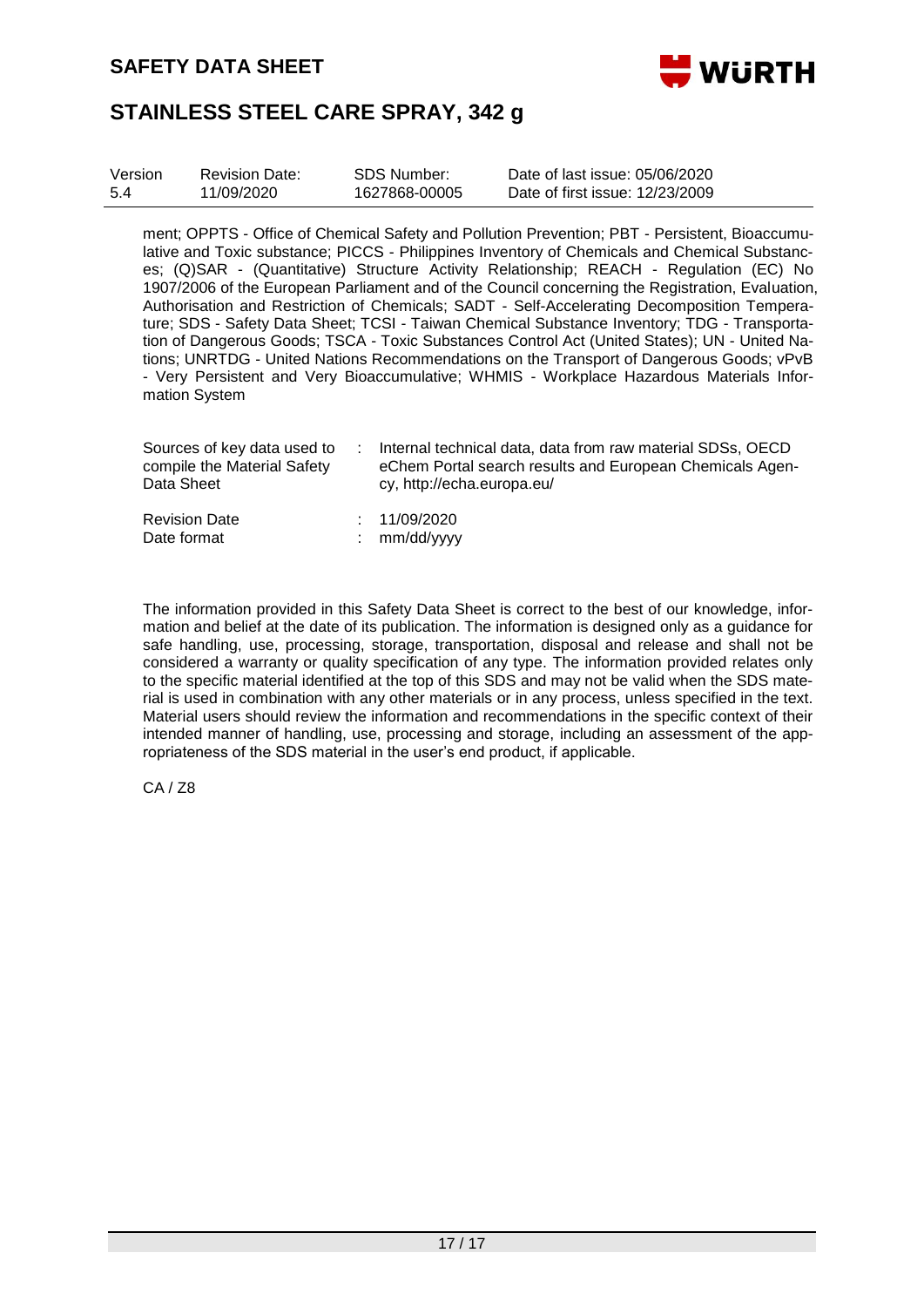ment; OPPTS - Office of Chemical Safety and Pollution Prevention; PBT - Persistent, Bioaccumulative and Toxic substance; PICCS - Philippines Inventory of Chemicals and Chemical Substances; (Q)SAR - (Quantitative) Structure Activity Relationship; REACH - Regulation (EC) No 1907/2006 of the European Parliament and of the Council concerning the Registration, Evaluation, Authorisation and Restriction of Chemicals; SADT - Self-Accelerating Decomposition Temperature; SDS - Safety Data Sheet; TCSI - Taiwan Chemical Substance Inventory; TDG - Transportation of Dangerous Goods; TSCA - Toxic Substances Control Act (United States); UN - United Nations; UNRTDG - United Nations Recommendations on the Transport of Dangerous Goods; vPvB - Very Persistent and Very Bioaccumulative; WHMIS - Workplace Hazardous Materials Information System

| | | |
|---|---|---|
| Sources of key data used to compile the Material Safety Data Sheet | : | Internal technical data, data from raw material SDSs, OECD eChem Portal search results and European Chemicals Agency, http://echa.europa.eu/ |
| Revision Date | : | 11/09/2020 |
| Date format | : | mm/dd/yyyy |

The information provided in this Safety Data Sheet is correct to the best of our knowledge, information and belief at the date of its publication. The information is designed only as a guidance for safe handling, use, processing, storage, transportation, disposal and release and shall not be considered a warranty or quality specification of any type. The information provided relates only to the specific material identified at the top of this SDS and may not be valid when the SDS material is used in combination with any other materials or in any process, unless specified in the text. Material users should review the information and recommendations in the specific context of their intended manner of handling, use, processing and storage, including an assessment of the appropriateness of the SDS material in the user's end product, if applicable.

CA / Z8